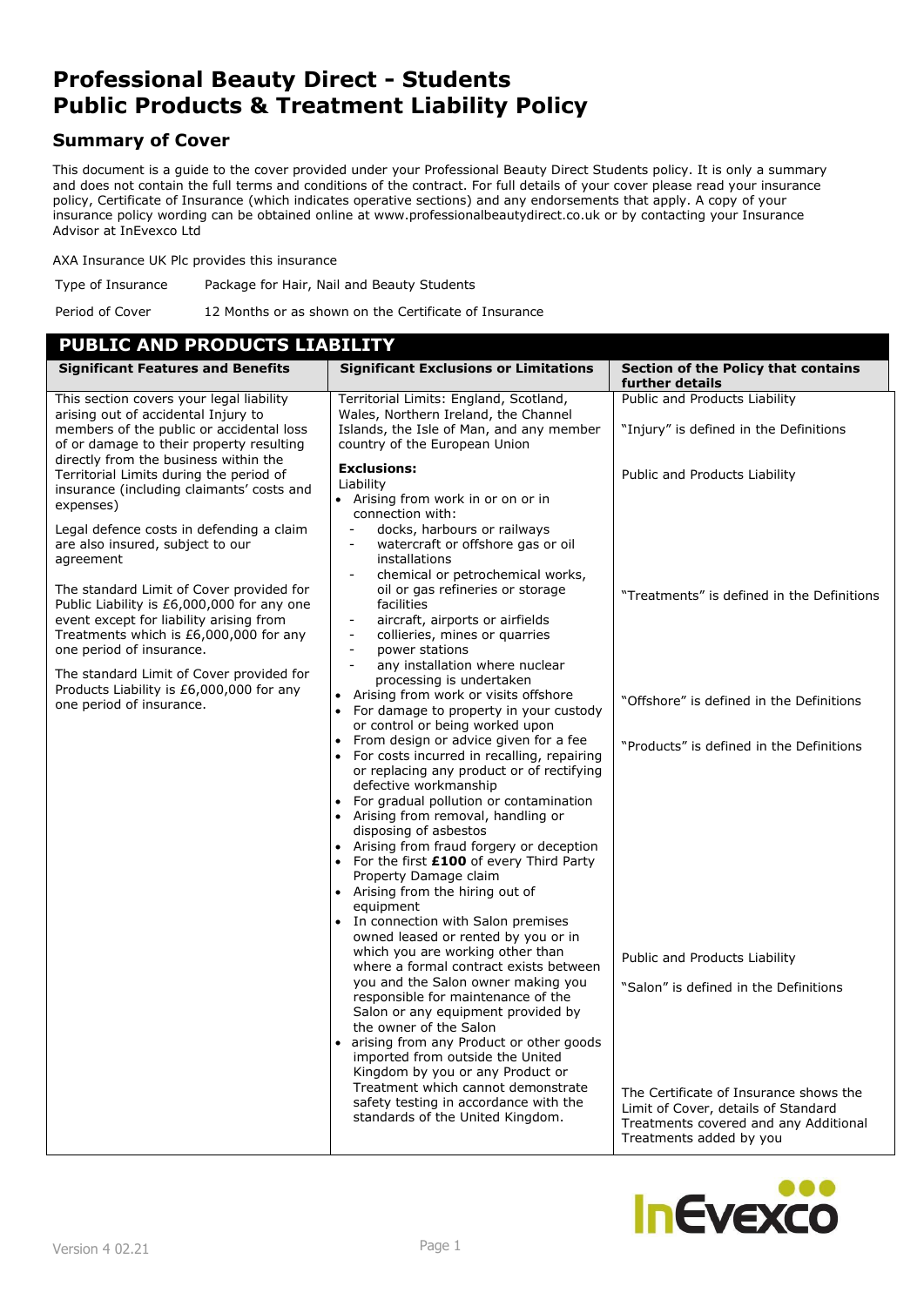# Professional Beauty Direct - Students Public Products & Treatment Liability Policy

## Summary of Cover

This document is a guide to the cover provided under your Professional Beauty Direct Students policy. It is only a summary and does not contain the full terms and conditions of the contract. For full details of your cover please read your insurance policy, Certificate of Insurance (which indicates operative sections) and any endorsements that apply. A copy of your insurance policy wording can be obtained online at www.professionalbeautydirect.co.uk or by contacting your Insurance Advisor at InEvexco Ltd

AXA Insurance UK Plc provides this insurance

| | |
|---|---|
| Type of Insurance | Package for Hair, Nail and Beauty Students |
| Period of Cover | 12 Months or as shown on the Certificate of Insurance |

## PUBLIC AND PRODUCTS LIABILITY

| Significant Features and Benefits | Significant Exclusions or Limitations | Section of the Policy that contains further details |
|---|---|---|
| This section covers your legal liability arising out of accidental Injury to members of the public or accidental loss of or damage to their property resulting directly from the business within the Territorial Limits during the period of insurance (including claimants' costs and expenses)<br><br>Legal defence costs in defending a claim are also insured, subject to our agreement<br><br>The standard Limit of Cover provided for Public Liability is £6,000,000 for any one event except for liability arising from Treatments which is £6,000,000 for any one period of insurance.<br><br>The standard Limit of Cover provided for Products Liability is £6,000,000 for any one period of insurance. | Territorial Limits: England, Scotland, Wales, Northern Ireland, the Channel Islands, the Isle of Man, and any member country of the European Union<br><br>**Exclusions:**<br>Liability<br>• Arising from work in or on or in connection with:<br>- docks, harbours or railways<br>- watercraft or offshore gas or oil installations<br>- chemical or petrochemical works, oil or gas refineries or storage facilities<br>- aircraft, airports or airfields<br>- collieries, mines or quarries<br>- power stations<br>- any installation where nuclear processing is undertaken<br>• Arising from work or visits offshore<br>• For damage to property in your custody or control or being worked upon<br>• From design or advice given for a fee<br>• For costs incurred in recalling, repairing or replacing any product or of rectifying defective workmanship<br>• For gradual pollution or contamination<br>• Arising from removal, handling or disposing of asbestos<br>• Arising from fraud forgery or deception<br>• For the first **£100** of every Third Party Property Damage claim<br>• Arising from the hiring out of equipment<br>• In connection with Salon premises owned leased or rented by you or in which you are working other than where a formal contract exists between you and the Salon owner making you responsible for maintenance of the Salon or any equipment provided by the owner of the Salon<br>• arising from any Product or other goods imported from outside the United Kingdom by you or any Product or Treatment which cannot demonstrate safety testing in accordance with the standards of the United Kingdom. | Public and Products Liability<br><br>"Injury" is defined in the Definitions<br><br>Public and Products Liability<br><br>"Treatments" is defined in the Definitions<br><br>"Offshore" is defined in the Definitions<br><br>"Products" is defined in the Definitions<br><br>Public and Products Liability<br><br>"Salon" is defined in the Definitions<br><br>The Certificate of Insurance shows the Limit of Cover, details of Standard Treatments covered and any Additional Treatments added by you |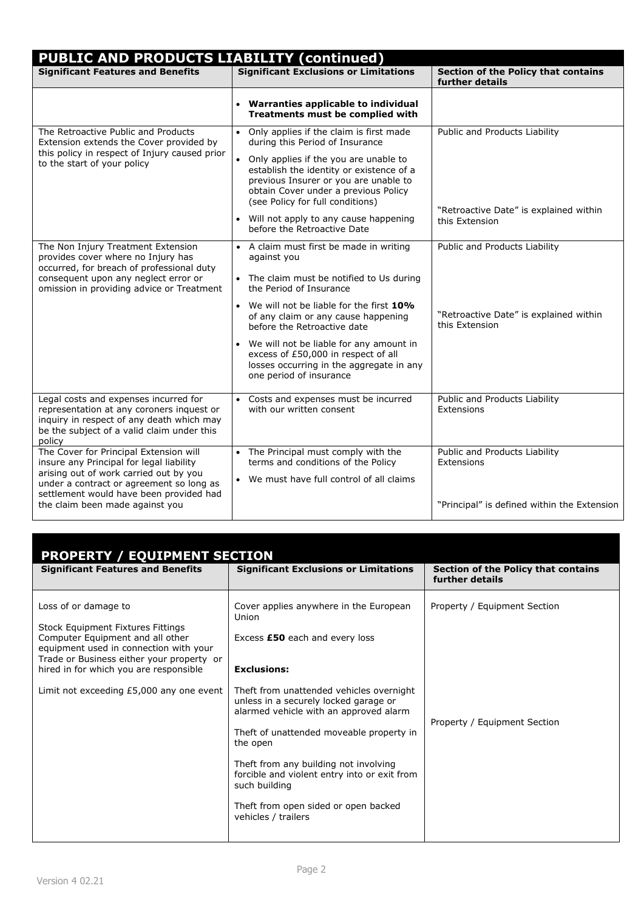## PUBLIC AND PRODUCTS LIABILITY (continued)

| Significant Features and Benefits | Significant Exclusions or Limitations | Section of the Policy that contains further details |
|---|---|---|
| | • **Warranties applicable to individual Treatments must be complied with** | |
| The Retroactive Public and Products Extension extends the Cover provided by this policy in respect of Injury caused prior to the start of your policy | • Only applies if the claim is first made during this Period of Insurance<br>• Only applies if the you are unable to establish the identity or existence of a previous Insurer or you are unable to obtain Cover under a previous Policy (see Policy for full conditions)<br>• Will not apply to any cause happening before the Retroactive Date | Public and Products Liability<br><br>"Retroactive Date" is explained within this Extension |
| The Non Injury Treatment Extension provides cover where no Injury has occurred, for breach of professional duty consequent upon any neglect error or omission in providing advice or Treatment | • A claim must first be made in writing against you<br>• The claim must be notified to Us during the Period of Insurance<br>• We will not be liable for the first **10%** of any claim or any cause happening before the Retroactive date<br>• We will not be liable for any amount in excess of £50,000 in respect of all losses occurring in the aggregate in any one period of insurance | Public and Products Liability<br><br>"Retroactive Date" is explained within this Extension |
| Legal costs and expenses incurred for representation at any coroners inquest or inquiry in respect of any death which may be the subject of a valid claim under this policy | • Costs and expenses must be incurred with our written consent | Public and Products Liability Extensions |
| The Cover for Principal Extension will insure any Principal for legal liability arising out of work carried out by you under a contract or agreement so long as settlement would have been provided had the claim been made against you | • The Principal must comply with the terms and conditions of the Policy<br>• We must have full control of all claims | Public and Products Liability Extensions<br><br>"Principal" is defined within the Extension |

## PROPERTY / EQUIPMENT SECTION

| Significant Features and Benefits | Significant Exclusions or Limitations | Section of the Policy that contains further details |
|---|---|---|
| Loss of or damage to<br><br>Stock Equipment Fixtures Fittings Computer Equipment and all other equipment used in connection with your Trade or Business either your property or hired in for which you are responsible<br><br>Limit not exceeding £5,000 any one event | Cover applies anywhere in the European Union<br><br>Excess **£50** each and every loss<br><br>**Exclusions:**<br><br>Theft from unattended vehicles overnight unless in a securely locked garage or alarmed vehicle with an approved alarm<br><br>Theft of unattended moveable property in the open<br><br>Theft from any building not involving forcible and violent entry into or exit from such building<br><br>Theft from open sided or open backed vehicles / trailers | Property / Equipment Section<br><br>Property / Equipment Section |

Version 4 02.21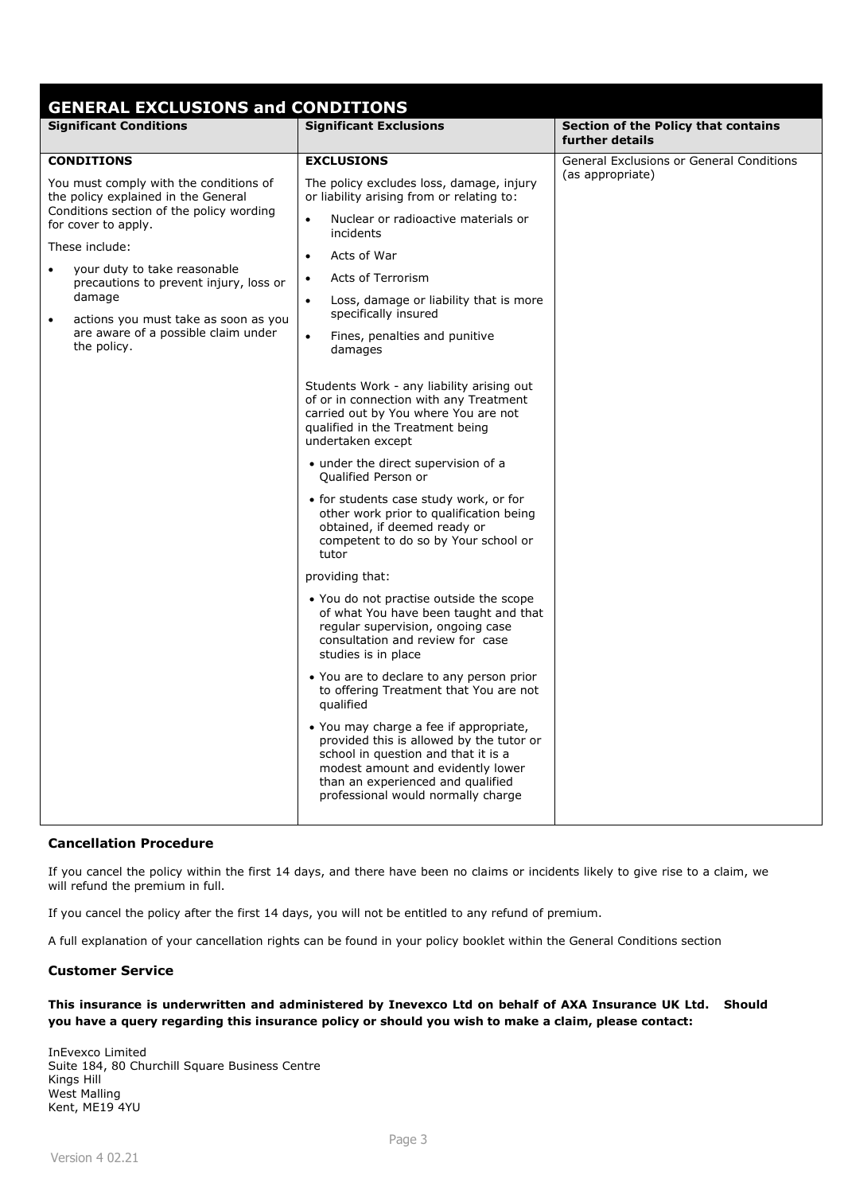## GENERAL EXCLUSIONS and CONDITIONS

| Significant Conditions | Significant Exclusions | Section of the Policy that contains further details |
|---|---|---|
| **CONDITIONS**<br><br>You must comply with the conditions of the policy explained in the General Conditions section of the policy wording for cover to apply.<br><br>These include:<br><br>• your duty to take reasonable precautions to prevent injury, loss or damage<br>• actions you must take as soon as you are aware of a possible claim under the policy. | **EXCLUSIONS**<br><br>The policy excludes loss, damage, injury or liability arising from or relating to:<br><br>• Nuclear or radioactive materials or incidents<br>• Acts of War<br>• Acts of Terrorism<br>• Loss, damage or liability that is more specifically insured<br>• Fines, penalties and punitive damages<br><br>Students Work - any liability arising out of or in connection with any Treatment carried out by You where You are not qualified in the Treatment being undertaken except<br><br>• under the direct supervision of a Qualified Person or<br>• for students case study work, or for other work prior to qualification being obtained, if deemed ready or competent to do so by Your school or tutor<br><br>providing that:<br><br>• You do not practise outside the scope of what You have been taught and that regular supervision, ongoing case consultation and review for case studies is in place<br>• You are to declare to any person prior to offering Treatment that You are not qualified<br>• You may charge a fee if appropriate, provided this is allowed by the tutor or school in question and that it is a modest amount and evidently lower than an experienced and qualified professional would normally charge | General Exclusions or General Conditions (as appropriate) |

### Cancellation Procedure

If you cancel the policy within the first 14 days, and there have been no claims or incidents likely to give rise to a claim, we will refund the premium in full.

If you cancel the policy after the first 14 days, you will not be entitled to any refund of premium.

A full explanation of your cancellation rights can be found in your policy booklet within the General Conditions section

### Customer Service

**This insurance is underwritten and administered by Inevexco Ltd on behalf of AXA Insurance UK Ltd. Should you have a query regarding this insurance policy or should you wish to make a claim, please contact:**

InEvexco Limited
Suite 184, 80 Churchill Square Business Centre
Kings Hill
West Malling
Kent, ME19 4YU

Version 4 02.21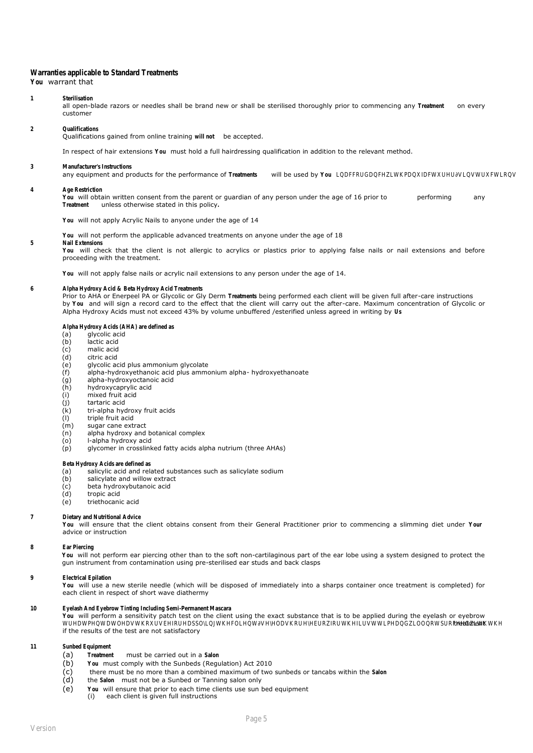**Warranties applicable to Standard Treatments**

**You** warrant that

**1 Sterilisation**

all open-blade razors or needles shall be brand new or shall be sterilised thoroughly prior to commencing any **Treatment** on every customer

**2 Qualifications**

Qualifications gained from online training **will not** be accepted.

In respect of hair extensions **You** must hold a full hairdressing qualification in addition to the relevant method.

**3 Manufacturer's Instructions**

any equipment and products for the performance of **Treatments** will be used by **You** LQDFFRUGDQFHZLWKPDQXIDFWXUHU∂VLQVWUXFWLRQV

**4 Age Restriction**

**You** will obtain written consent from the parent or guardian of any person under the age of 16 prior to performing any **Treatment** unless otherwise stated in this policy**.**

**You** will not apply Acrylic Nails to anyone under the age of 14

**You** will not perform the applicable advanced treatments on anyone under the age of 18

**5 Nail Extensions**

**You** will check that the client is not allergic to acrylics or plastics prior to applying false nails or nail extensions and before proceeding with the treatment.

**You** will not apply false nails or acrylic nail extensions to any person under the age of 14.

**6 Alpha Hydroxy Acid & Beta Hydroxy Acid Treatments**

Prior to AHA or Enerpeel PA or Glycolic or Gly Derm **Treatments** being performed each client will be given full after-care instructions by **You** and will sign a record card to the effect that the client will carry out the after-care. Maximum concentration of Glycolic or Alpha Hydroxy Acids must not exceed 43% by volume unbuffered /esterified unless agreed in writing by **Us**

**Alpha Hydroxy Acids (AHA) are defined as**

- (a) glycolic acid
- (b) lactic acid
- (c) malic acid
- (d) citric acid
- (e) glycolic acid plus ammonium glycolate
- (f) alpha-hydroxyethanoic acid plus ammonium alpha- hydroxyethanoate
- (g) alpha-hydroxyoctanoic acid
- (h) hydroxycaprylic acid
- (i) mixed fruit acid
- (j) tartaric acid
- (k) tri-alpha hydroxy fruit acids
- (l) triple fruit acid
- (m) sugar cane extract
- (n) alpha hydroxy and botanical complex
- (o) l-alpha hydroxy acid
- (p) glycomer in crosslinked fatty acids alpha nutrium (three AHAs)

**Beta Hydroxy Acids are defined as**

- (a) salicylic acid and related substances such as salicylate sodium
- (b) salicylate and willow extract
- (c) beta hydroxybutanoic acid
- (d) tropic acid
- (e) triethocanic acid

**7 Dietary and Nutritional Advice**

**You** will ensure that the client obtains consent from their General Practitioner prior to commencing a slimming diet under **Your** advice or instruction

**8 Ear Piercing**

**You** will not perform ear piercing other than to the soft non-cartilaginous part of the ear lobe using a system designed to protect the gun instrument from contamination using pre-sterilised ear studs and back clasps

**9 Electrical Epilation**

**You** will use a new sterile needle (which will be disposed of immediately into a sharps container once treatment is completed) for each client in respect of short wave diathermy

**10 Eyelash And Eyebrow Tinting Including Semi-Permanent Mascara**

**You** will perform a sensitivity patch test on the client using the exact substance that is to be applied during the eyelash or eyebrow WUHDWPHQWDWOHDVWKRXUVEHIRUHDSSO\LQJWKHFOLHQW∂VH\HODVKRUH\HEURZWLQWDQGZLOOQRWSURFHHGZLWKWKH the client if the results of the test are not satisfactory

**11 Sunbed Equipment**

- (a) **Treatment** must be carried out in a **Salon**
- (b) **You** must comply with the Sunbeds (Regulation) Act 2010
- (c) there must be no more than a combined maximum of two sunbeds or tancabs within the **Salon**
- (d) the **Salon** must not be a Sunbed or Tanning salon only
- (e) **You** will ensure that prior to each time clients use sun bed equipment
  - (i) each client is given full instructions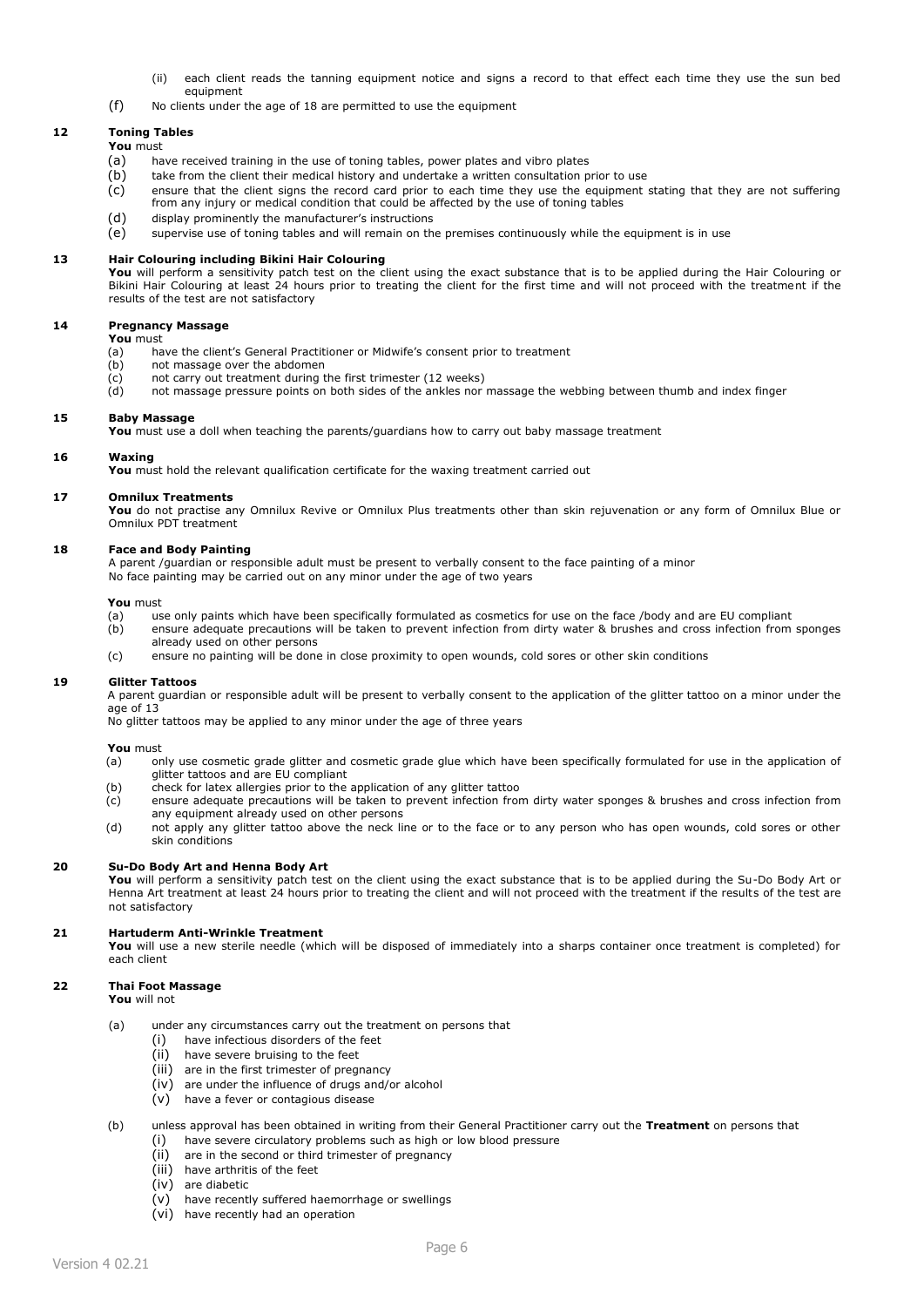(ii) each client reads the tanning equipment notice and signs a record to that effect each time they use the sun bed equipment

(f) No clients under the age of 18 are permitted to use the equipment

**12 Toning Tables**

**You** must

(a) have received training in the use of toning tables, power plates and vibro plates

(b) take from the client their medical history and undertake a written consultation prior to use

(c) ensure that the client signs the record card prior to each time they use the equipment stating that they are not suffering from any injury or medical condition that could be affected by the use of toning tables

(d) display prominently the manufacturer's instructions

(e) supervise use of toning tables and will remain on the premises continuously while the equipment is in use

**13 Hair Colouring including Bikini Hair Colouring**

**You** will perform a sensitivity patch test on the client using the exact substance that is to be applied during the Hair Colouring or Bikini Hair Colouring at least 24 hours prior to treating the client for the first time and will not proceed with the treatment if the results of the test are not satisfactory

**14 Pregnancy Massage**

**You** must

(a) have the client's General Practitioner or Midwife's consent prior to treatment

(b) not massage over the abdomen

(c) not carry out treatment during the first trimester (12 weeks)

(d) not massage pressure points on both sides of the ankles nor massage the webbing between thumb and index finger

**15 Baby Massage**

**You** must use a doll when teaching the parents/guardians how to carry out baby massage treatment

**16 Waxing**

**You** must hold the relevant qualification certificate for the waxing treatment carried out

**17 Omnilux Treatments**

**You** do not practise any Omnilux Revive or Omnilux Plus treatments other than skin rejuvenation or any form of Omnilux Blue or Omnilux PDT treatment

**18 Face and Body Painting**

A parent /guardian or responsible adult must be present to verbally consent to the face painting of a minor
No face painting may be carried out on any minor under the age of two years

**You** must

(a) use only paints which have been specifically formulated as cosmetics for use on the face /body and are EU compliant

(b) ensure adequate precautions will be taken to prevent infection from dirty water & brushes and cross infection from sponges already used on other persons

(c) ensure no painting will be done in close proximity to open wounds, cold sores or other skin conditions

**19 Glitter Tattoos**

A parent guardian or responsible adult will be present to verbally consent to the application of the glitter tattoo on a minor under the age of 13
No glitter tattoos may be applied to any minor under the age of three years

**You** must

(a) only use cosmetic grade glitter and cosmetic grade glue which have been specifically formulated for use in the application of glitter tattoos and are EU compliant

(b) check for latex allergies prior to the application of any glitter tattoo

(c) ensure adequate precautions will be taken to prevent infection from dirty water sponges & brushes and cross infection from any equipment already used on other persons

(d) not apply any glitter tattoo above the neck line or to the face or to any person who has open wounds, cold sores or other skin conditions

**20 Su-Do Body Art and Henna Body Art**

**You** will perform a sensitivity patch test on the client using the exact substance that is to be applied during the Su-Do Body Art or Henna Art treatment at least 24 hours prior to treating the client and will not proceed with the treatment if the results of the test are not satisfactory

**21 Hartuderm Anti-Wrinkle Treatment**

**You** will use a new sterile needle (which will be disposed of immediately into a sharps container once treatment is completed) for each client

**22 Thai Foot Massage**

**You** will not

(a) under any circumstances carry out the treatment on persons that
  - (i) have infectious disorders of the feet
  - (ii) have severe bruising to the feet
  - (iii) are in the first trimester of pregnancy
  - (iv) are under the influence of drugs and/or alcohol
  - (v) have a fever or contagious disease

(b) unless approval has been obtained in writing from their General Practitioner carry out the **Treatment** on persons that
  - (i) have severe circulatory problems such as high or low blood pressure
  - (ii) are in the second or third trimester of pregnancy
  - (iii) have arthritis of the feet
  - (iv) are diabetic
  - (v) have recently suffered haemorrhage or swellings
  - (vi) have recently had an operation

Version 4 02.21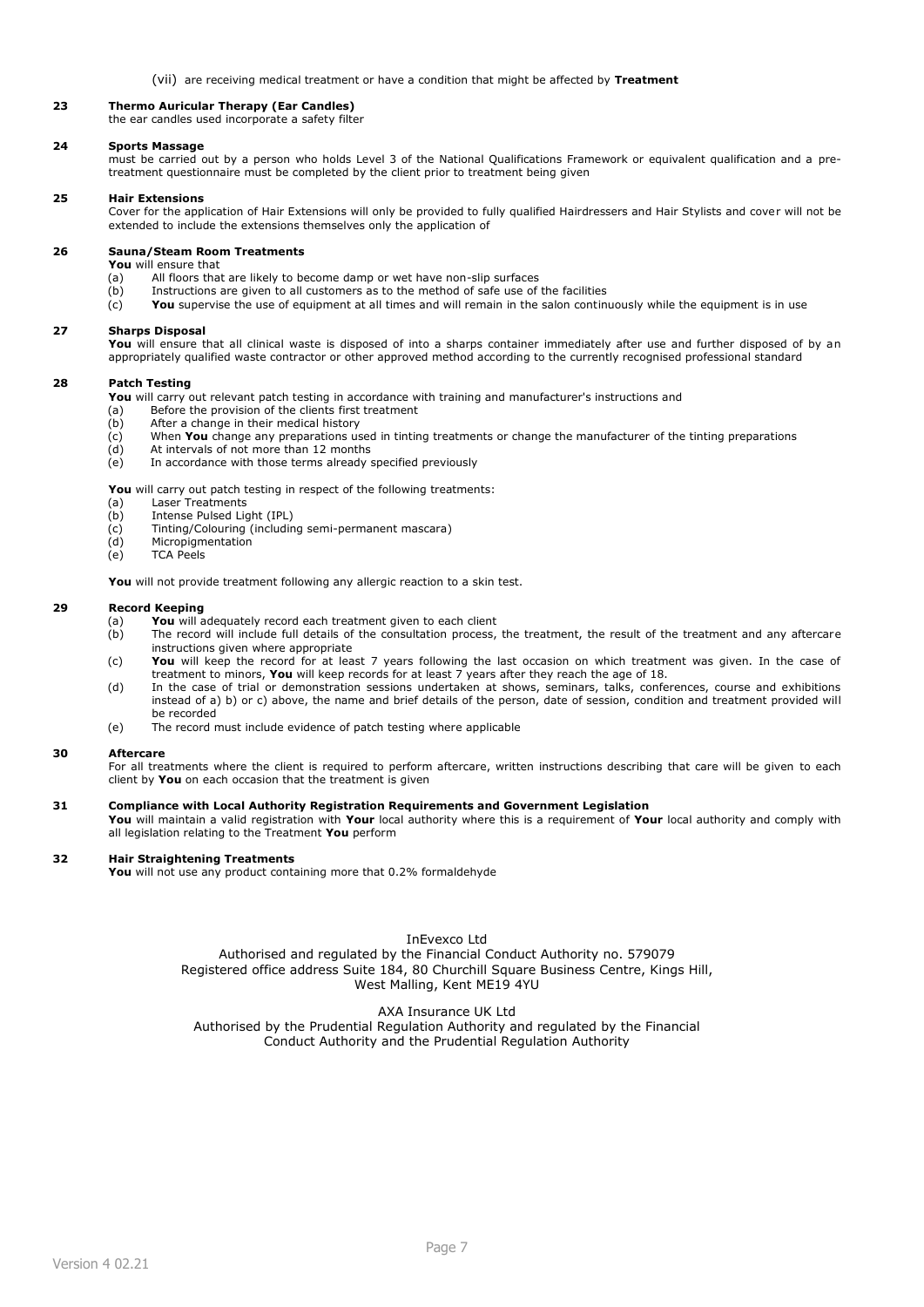(vii) are receiving medical treatment or have a condition that might be affected by **Treatment**

**23 Thermo Auricular Therapy (Ear Candles)**

the ear candles used incorporate a safety filter

**24 Sports Massage**

must be carried out by a person who holds Level 3 of the National Qualifications Framework or equivalent qualification and a pre-treatment questionnaire must be completed by the client prior to treatment being given

**25 Hair Extensions**

Cover for the application of Hair Extensions will only be provided to fully qualified Hairdressers and Hair Stylists and cover will not be extended to include the extensions themselves only the application of

**26 Sauna/Steam Room Treatments**

**You** will ensure that

(a) All floors that are likely to become damp or wet have non-slip surfaces
(b) Instructions are given to all customers as to the method of safe use of the facilities
(c) **You** supervise the use of equipment at all times and will remain in the salon continuously while the equipment is in use

**27 Sharps Disposal**

**You** will ensure that all clinical waste is disposed of into a sharps container immediately after use and further disposed of by an appropriately qualified waste contractor or other approved method according to the currently recognised professional standard

**28 Patch Testing**

**You** will carry out relevant patch testing in accordance with training and manufacturer's instructions and

(a) Before the provision of the clients first treatment
(b) After a change in their medical history
(c) When **You** change any preparations used in tinting treatments or change the manufacturer of the tinting preparations
(d) At intervals of not more than 12 months
(e) In accordance with those terms already specified previously

**You** will carry out patch testing in respect of the following treatments:

(a) Laser Treatments
(b) Intense Pulsed Light (IPL)
(c) Tinting/Colouring (including semi-permanent mascara)
(d) Micropigmentation
(e) TCA Peels

**You** will not provide treatment following any allergic reaction to a skin test.

**29 Record Keeping**

(a) **You** will adequately record each treatment given to each client
(b) The record will include full details of the consultation process, the treatment, the result of the treatment and any aftercare instructions given where appropriate
(c) **You** will keep the record for at least 7 years following the last occasion on which treatment was given. In the case of treatment to minors, **You** will keep records for at least 7 years after they reach the age of 18.
(d) In the case of trial or demonstration sessions undertaken at shows, seminars, talks, conferences, course and exhibitions instead of a) b) or c) above, the name and brief details of the person, date of session, condition and treatment provided will be recorded
(e) The record must include evidence of patch testing where applicable

**30 Aftercare**

For all treatments where the client is required to perform aftercare, written instructions describing that care will be given to each client by **You** on each occasion that the treatment is given

**31 Compliance with Local Authority Registration Requirements and Government Legislation**

**You** will maintain a valid registration with **Your** local authority where this is a requirement of **Your** local authority and comply with all legislation relating to the Treatment **You** perform

**32 Hair Straightening Treatments**

**You** will not use any product containing more that 0.2% formaldehyde

InEvexco Ltd
Authorised and regulated by the Financial Conduct Authority no. 579079
Registered office address Suite 184, 80 Churchill Square Business Centre, Kings Hill, West Malling, Kent ME19 4YU

AXA Insurance UK Ltd
Authorised by the Prudential Regulation Authority and regulated by the Financial Conduct Authority and the Prudential Regulation Authority

Version 4 02.21